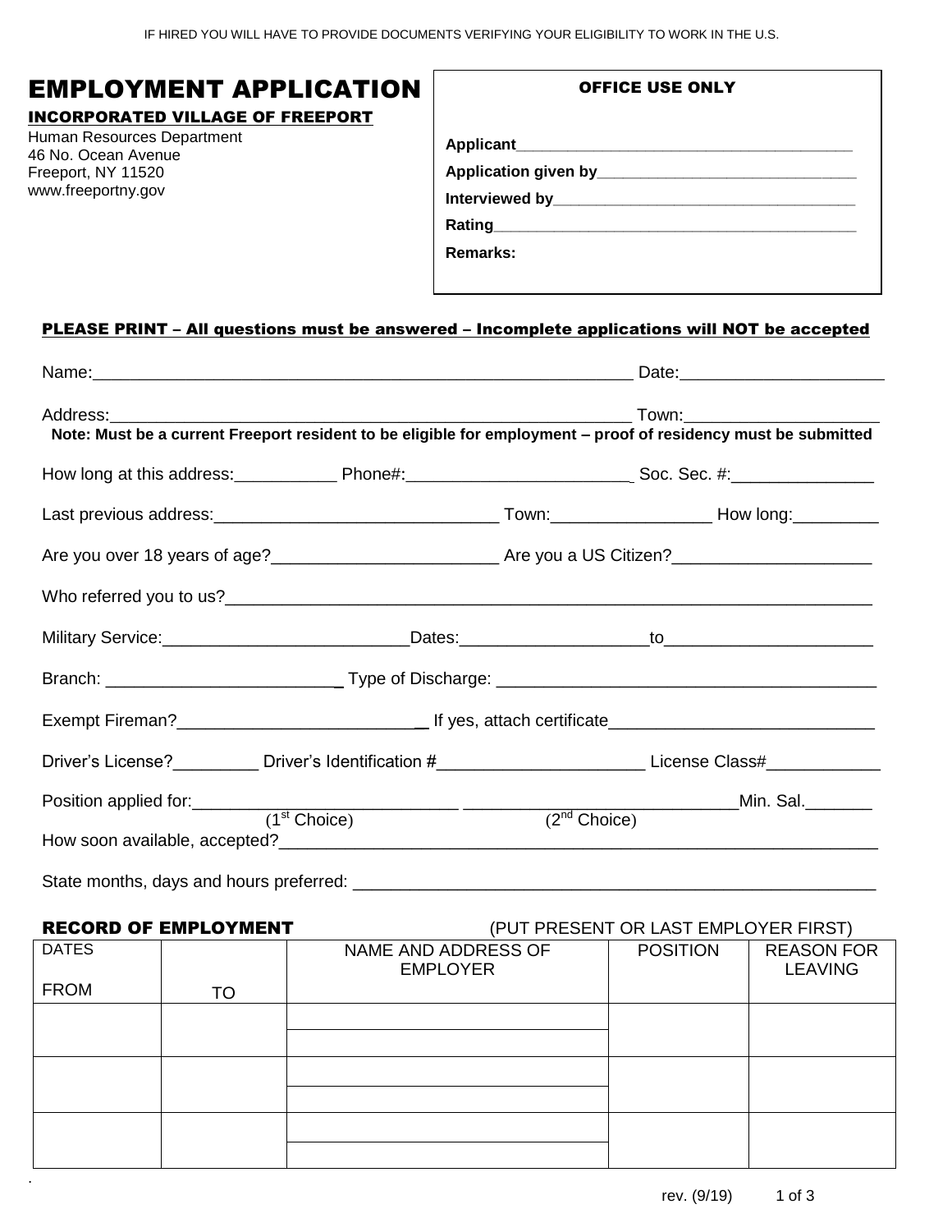IF HIRED YOU WILL HAVE TO PROVIDE DOCUMENTS VERIFYING YOUR ELIGIBILITY TO WORK IN THE U.S.

# EMPLOYMENT APPLICATION

**INCORPORATED VILLAGE OF FREEPORT**

Human Resources Department
46 No. Ocean Avenue
Freeport, NY 11520
www.freeportny.gov

**OFFICE USE ONLY**

**Applicant**_______________________________________

**Application given by**______________________________

**Interviewed by**___________________________________

**Rating**__________________________________________

**Remarks:**

**PLEASE PRINT – All questions must be answered – Incomplete applications will NOT be accepted**

Name:___________________________________________________________ Date:_____________________

Address:_________________________________________________________ Town:____________________

**Note: Must be a current Freeport resident to be eligible for employment – proof of residency must be submitted**

How long at this address:___________ Phone#:________________________ Soc. Sec. #:_______________

Last previous address:______________________________ Town:________________ How long:_________

Are you over 18 years of age?________________________ Are you a US Citizen?_____________________

Who referred you to us?_________________________________________________________________

Military Service:__________________________Dates:___________________to______________________

Branch: ________________________ Type of Discharge: _______________________________________

Exempt Fireman?_________________________ If yes, attach certificate___________________________

Driver's License?_________ Driver's Identification #______________________ License Class#____________

Position applied for:___________________________ ____________________________Min. Sal._______
(1st Choice) (2nd Choice)

How soon available, accepted?_____________________________________________________________

State months, days and hours preferred: ______________________________________________________

**RECORD OF EMPLOYMENT** (PUT PRESENT OR LAST EMPLOYER FIRST)

| DATES FROM | TO | NAME AND ADDRESS OF EMPLOYER | POSITION | REASON FOR LEAVING |
|---|---|---|---|---|
| | | | | |
| | | | | |
| | | | | |
| | | | | |
| | | | | |
| | | | | |

rev. (9/19)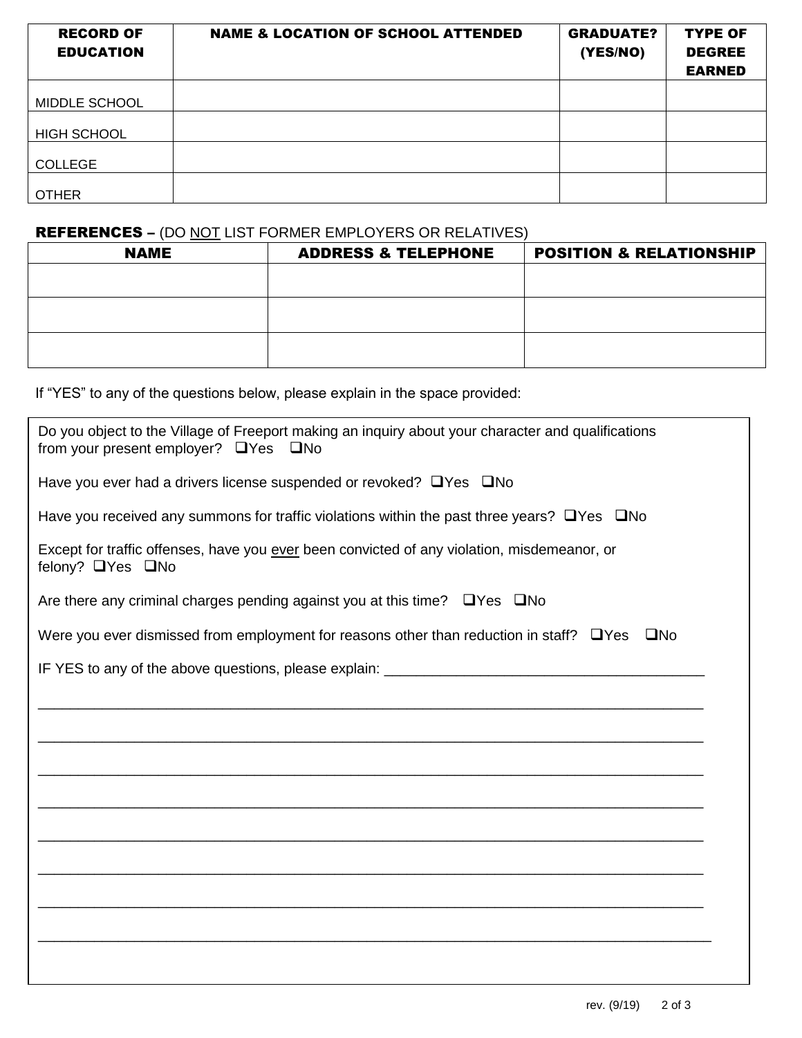| RECORD OF EDUCATION | NAME & LOCATION OF SCHOOL ATTENDED | GRADUATE? (YES/NO) | TYPE OF DEGREE EARNED |
|---|---|---|---|
| MIDDLE SCHOOL | | | |
| HIGH SCHOOL | | | |
| COLLEGE | | | |
| OTHER | | | |

**REFERENCES –** (DO NOT LIST FORMER EMPLOYERS OR RELATIVES)

| NAME | ADDRESS & TELEPHONE | POSITION & RELATIONSHIP |
|---|---|---|
| | | |
| | | |
| | | |

If "YES" to any of the questions below, please explain in the space provided:

Do you object to the Village of Freeport making an inquiry about your character and qualifications from your present employer? ❑Yes ❑No

Have you ever had a drivers license suspended or revoked? ❑Yes ❑No

Have you received any summons for traffic violations within the past three years? ❑Yes ❑No

Except for traffic offenses, have you ever been convicted of any violation, misdemeanor, or felony? ❑Yes ❑No

Are there any criminal charges pending against you at this time? ❑Yes ❑No

Were you ever dismissed from employment for reasons other than reduction in staff? ❑Yes ❑No

IF YES to any of the above questions, please explain: ________________________________________

________________________________________________________________________________

________________________________________________________________________________

________________________________________________________________________________

________________________________________________________________________________

________________________________________________________________________________

________________________________________________________________________________

________________________________________________________________________________

________________________________________________________________________________

rev. (9/19)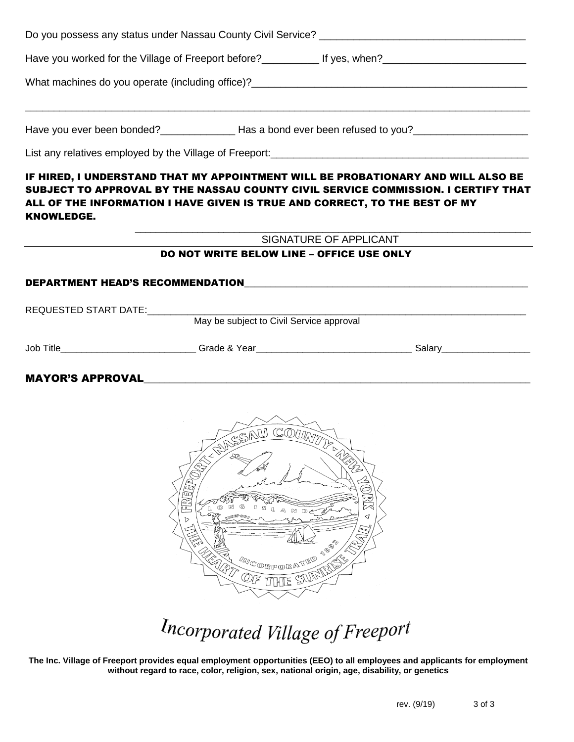Do you possess any status under Nassau County Civil Service? ___________________________________

Have you worked for the Village of Freeport before?__________ If yes, when?_________________________

What machines do you operate (including office)?_________________________________________________

_____________________________________________________________________________________________

Have you ever been bonded?_____________ Has a bond ever been refused to you?____________________

List any relatives employed by the Village of Freeport:_____________________________________________

**IF HIRED, I UNDERSTAND THAT MY APPOINTMENT WILL BE PROBATIONARY AND WILL ALSO BE SUBJECT TO APPROVAL BY THE NASSAU COUNTY CIVIL SERVICE COMMISSION. I CERTIFY THAT ALL OF THE INFORMATION I HAVE GIVEN IS TRUE AND CORRECT, TO THE BEST OF MY KNOWLEDGE.**

_______________________________________________________________
SIGNATURE OF APPLICANT

**DO NOT WRITE BELOW LINE – OFFICE USE ONLY**

**DEPARTMENT HEAD'S RECOMMENDATION**_________________________________________________

REQUESTED START DATE:_______________________________________________________________
May be subject to Civil Service approval

Job Title__________________________ Grade & Year______________________________ Salary_________________

**MAYOR'S APPROVAL**_________________________________________________________________

*Incorporated Village of Freeport*

**The Inc. Village of Freeport provides equal employment opportunities (EEO) to all employees and applicants for employment without regard to race, color, religion, sex, national origin, age, disability, or genetics**

rev. (9/19)